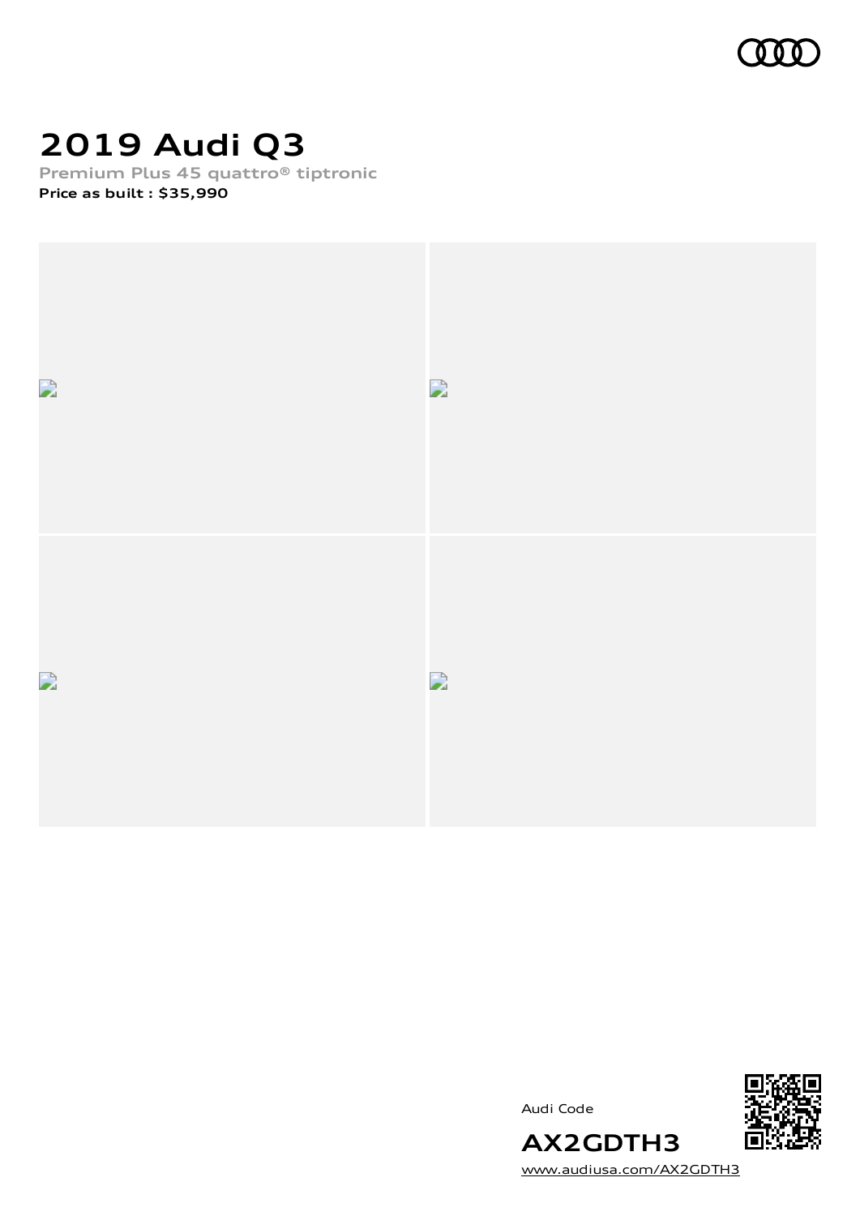# 2019 Audi Q3

**Premium Plus 45 quattro® tiptronic**

**Price as built : $35,990**

Audi Code

**AX2GDTH3**

www.audiusa.com/AX2GDTH3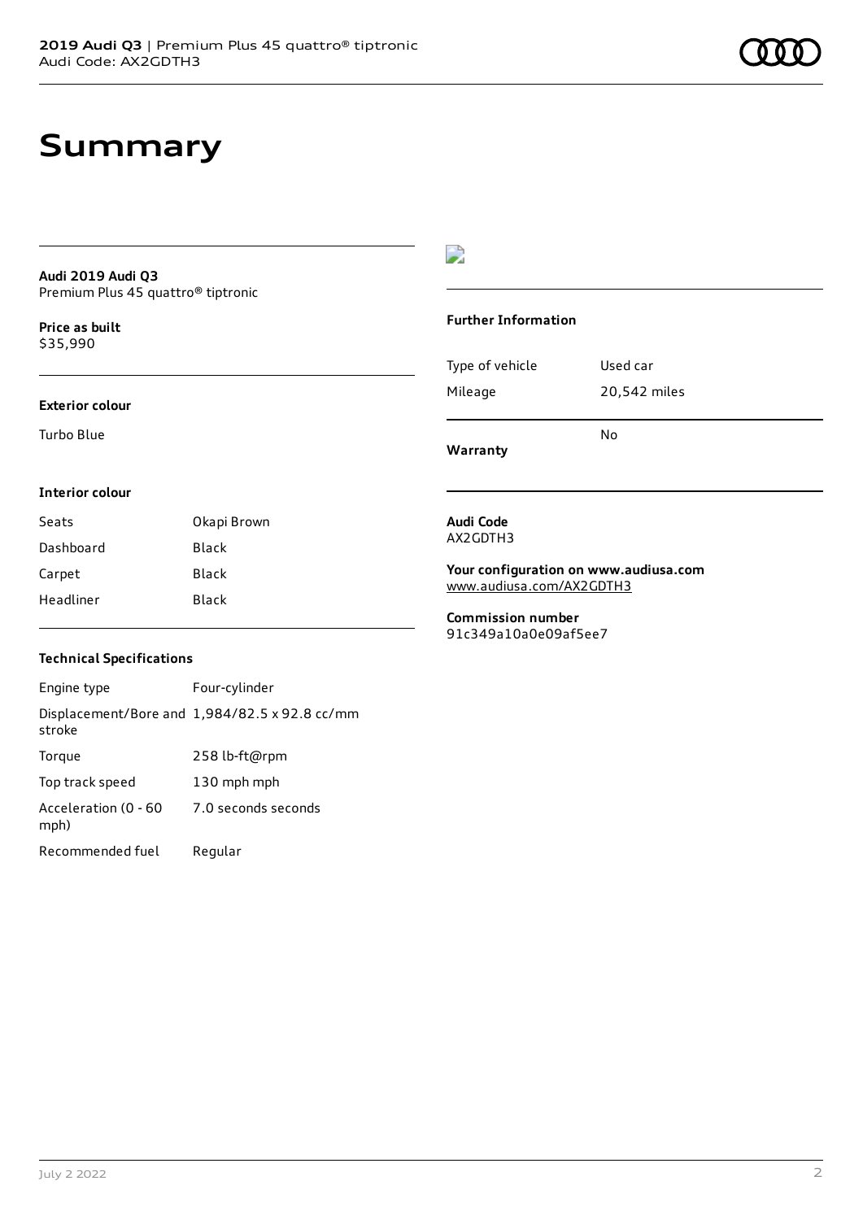# Summary

**Audi 2019 Audi Q3**
Premium Plus 45 quattro® tiptronic

**Price as built**
$35,990

### Exterior colour

Turbo Blue

### Interior colour

| Seats | Okapi Brown |
| --- | --- |
| Dashboard | Black |
| Carpet | Black |
| Headliner | Black |

### Technical Specifications

| Engine type | Four-cylinder |
| --- | --- |
| Displacement/Bore and stroke | 1,984/82.5 x 92.8 cc/mm |
| Torque | 258 lb-ft@rpm |
| Top track speed | 130 mph mph |
| Acceleration (0 - 60 mph) | 7.0 seconds seconds |
| Recommended fuel | Regular |

### Further Information

| Type of vehicle | Used car |
| --- | --- |
| Mileage | 20,542 miles |
| **Warranty** | No |

**Audi Code**
AX2GDTH3

**Your configuration on www.audiusa.com**
www.audiusa.com/AX2GDTH3

**Commission number**
91c349a10a0e09af5ee7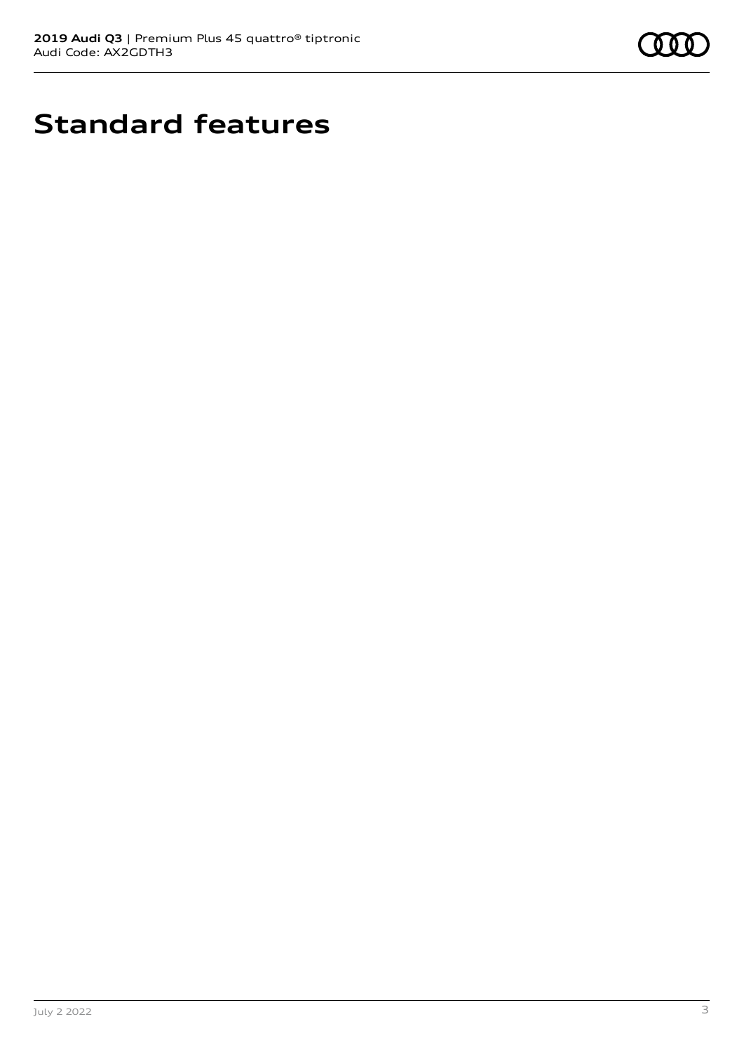# Standard features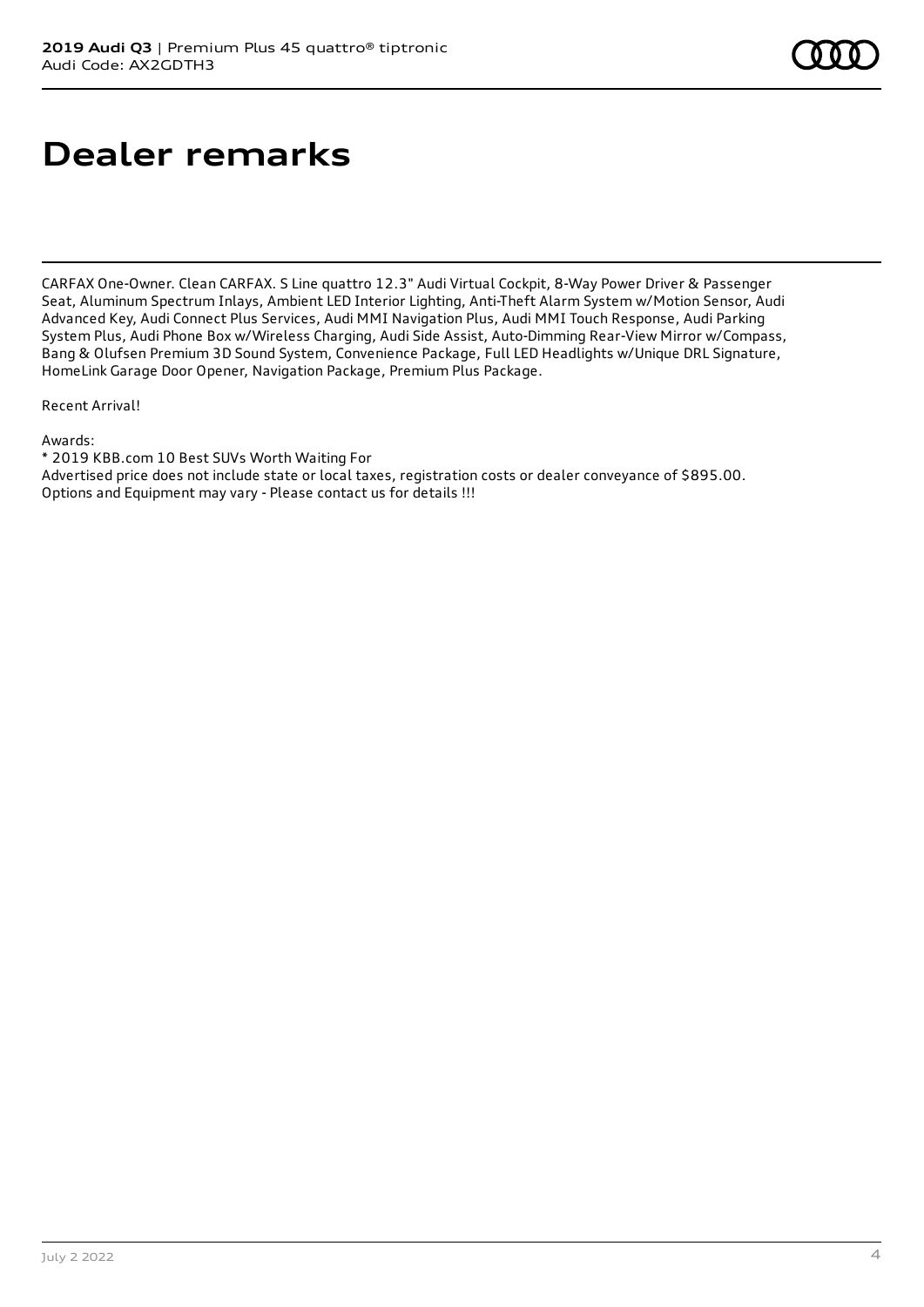# Dealer remarks

CARFAX One-Owner. Clean CARFAX. S Line quattro 12.3" Audi Virtual Cockpit, 8-Way Power Driver & Passenger Seat, Aluminum Spectrum Inlays, Ambient LED Interior Lighting, Anti-Theft Alarm System w/Motion Sensor, Audi Advanced Key, Audi Connect Plus Services, Audi MMI Navigation Plus, Audi MMI Touch Response, Audi Parking System Plus, Audi Phone Box w/Wireless Charging, Audi Side Assist, Auto-Dimming Rear-View Mirror w/Compass, Bang & Olufsen Premium 3D Sound System, Convenience Package, Full LED Headlights w/Unique DRL Signature, HomeLink Garage Door Opener, Navigation Package, Premium Plus Package.

Recent Arrival!

Awards:
* 2019 KBB.com 10 Best SUVs Worth Waiting For
Advertised price does not include state or local taxes, registration costs or dealer conveyance of $895.00. Options and Equipment may vary - Please contact us for details !!!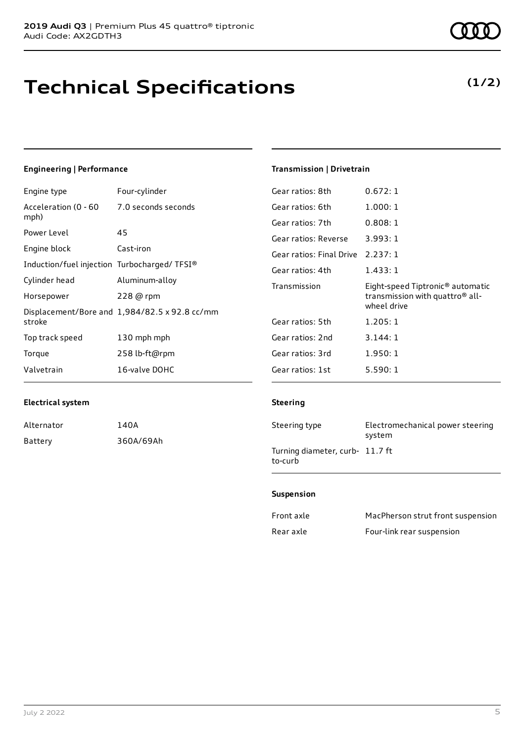**2019 Audi Q3** | Premium Plus 45 quattro® tiptronic
Audi Code: AX2GDTH3

# Technical Specifications

**(1/2)**

### Engineering | Performance

| | |
|---|---|
| Engine type | Four-cylinder |
| Acceleration (0 - 60 mph) | 7.0 seconds seconds |
| Power Level | 45 |
| Engine block | Cast-iron |
| Induction/fuel injection | Turbocharged/ TFSI® |
| Cylinder head | Aluminum-alloy |
| Horsepower | 228 @ rpm |
| Displacement/Bore and stroke | 1,984/82.5 x 92.8 cc/mm |
| Top track speed | 130 mph mph |
| Torque | 258 lb-ft@rpm |
| Valvetrain | 16-valve DOHC |

### Electrical system

| | |
|---|---|
| Alternator | 140A |
| Battery | 360A/69Ah |

### Transmission | Drivetrain

| | |
|---|---|
| Gear ratios: 8th | 0.672: 1 |
| Gear ratios: 6th | 1.000: 1 |
| Gear ratios: 7th | 0.808: 1 |
| Gear ratios: Reverse | 3.993: 1 |
| Gear ratios: Final Drive | 2.237: 1 |
| Gear ratios: 4th | 1.433: 1 |
| Transmission | Eight-speed Tiptronic® automatic transmission with quattro® all-wheel drive |
| Gear ratios: 5th | 1.205: 1 |
| Gear ratios: 2nd | 3.144: 1 |
| Gear ratios: 3rd | 1.950: 1 |
| Gear ratios: 1st | 5.590: 1 |

### Steering

| | |
|---|---|
| Steering type | Electromechanical power steering system |
| Turning diameter, curb-to-curb | 11.7 ft |

### Suspension

| | |
|---|---|
| Front axle | MacPherson strut front suspension |
| Rear axle | Four-link rear suspension |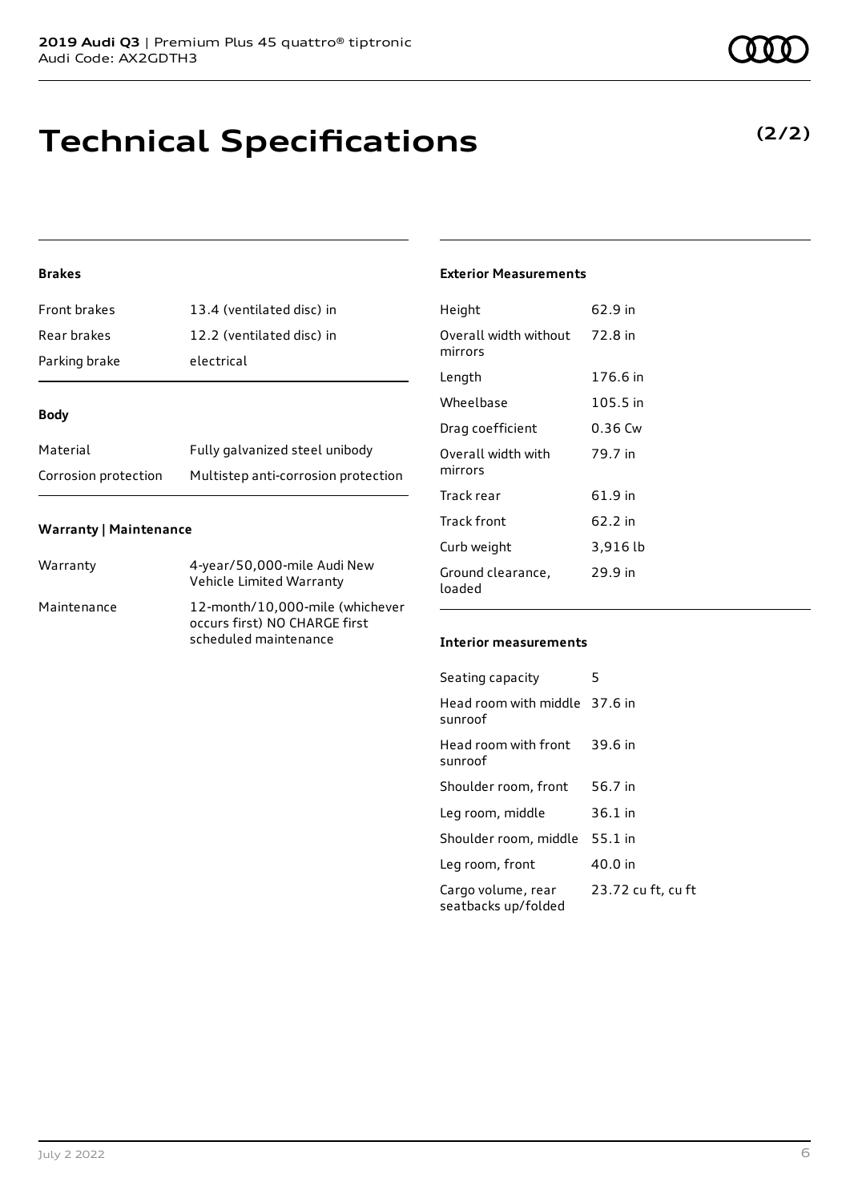# Technical Specifications

**(2/2)**

### Brakes

| | |
|---|---|
| Front brakes | 13.4 (ventilated disc) in |
| Rear brakes | 12.2 (ventilated disc) in |
| Parking brake | electrical |

### Body

| | |
|---|---|
| Material | Fully galvanized steel unibody |
| Corrosion protection | Multistep anti-corrosion protection |

### Warranty | Maintenance

| | |
|---|---|
| Warranty | 4-year/50,000-mile Audi New Vehicle Limited Warranty |
| Maintenance | 12-month/10,000-mile (whichever occurs first) NO CHARGE first scheduled maintenance |

### Exterior Measurements

| | |
|---|---|
| Height | 62.9 in |
| Overall width without mirrors | 72.8 in |
| Length | 176.6 in |
| Wheelbase | 105.5 in |
| Drag coefficient | 0.36 Cw |
| Overall width with mirrors | 79.7 in |
| Track rear | 61.9 in |
| Track front | 62.2 in |
| Curb weight | 3,916 lb |
| Ground clearance, loaded | 29.9 in |

### Interior measurements

| | |
|---|---|
| Seating capacity | 5 |
| Head room with middle sunroof | 37.6 in |
| Head room with front sunroof | 39.6 in |
| Shoulder room, front | 56.7 in |
| Leg room, middle | 36.1 in |
| Shoulder room, middle | 55.1 in |
| Leg room, front | 40.0 in |
| Cargo volume, rear seatbacks up/folded | 23.72 cu ft, cu ft |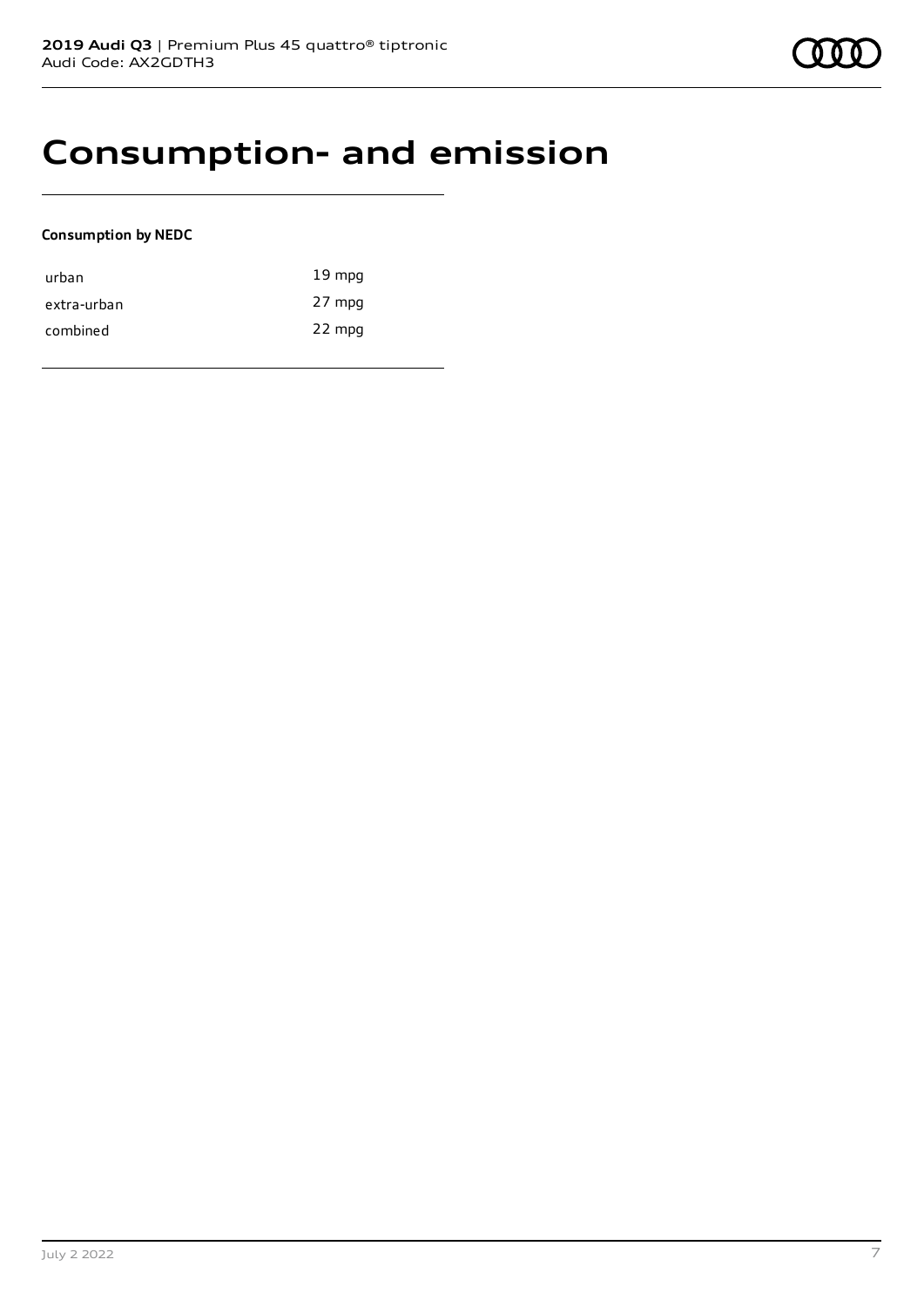# Consumption- and emission

**Consumption by NEDC**

| | |
|---|---|
| urban | 19 mpg |
| extra-urban | 27 mpg |
| combined | 22 mpg |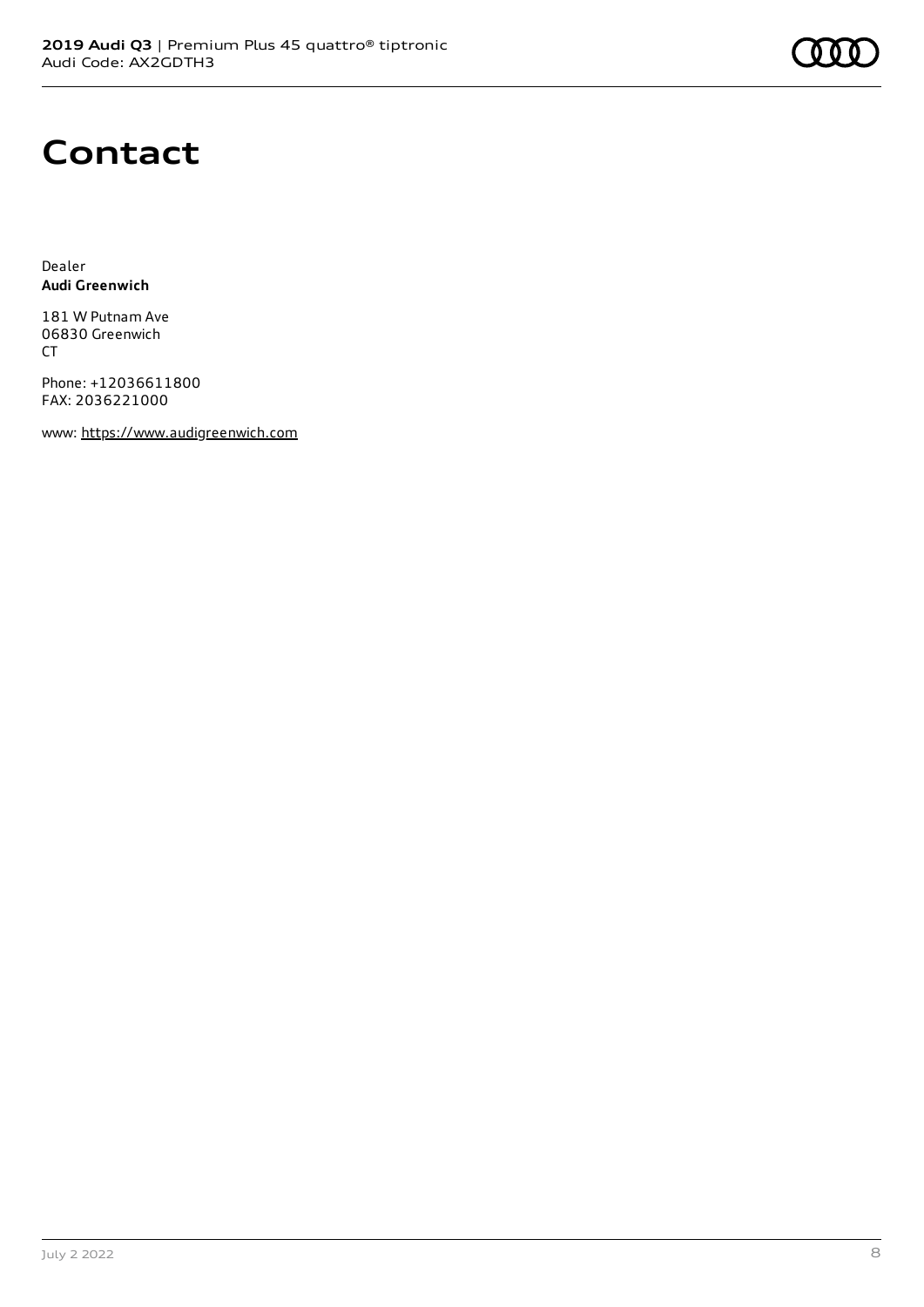# Contact

Dealer
**Audi Greenwich**

181 W Putnam Ave
06830 Greenwich
CT

Phone: +12036611800
FAX: 2036221000

www: https://www.audigreenwich.com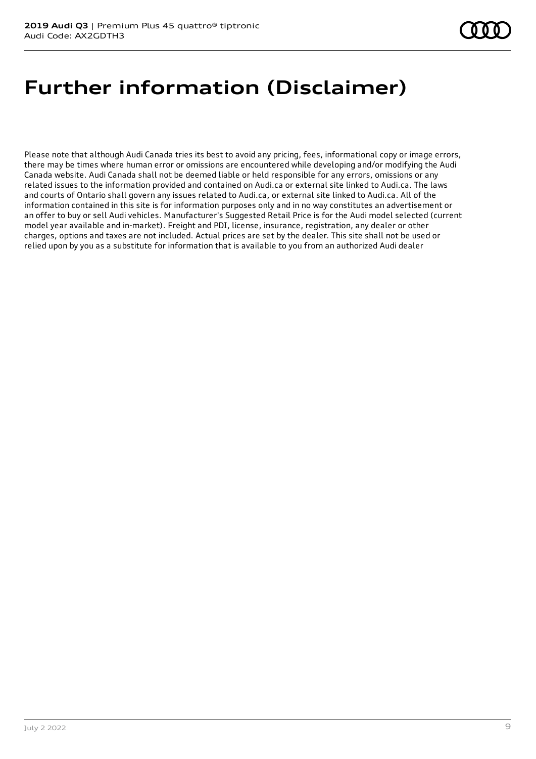# Further information (Disclaimer)

Please note that although Audi Canada tries its best to avoid any pricing, fees, informational copy or image errors, there may be times where human error or omissions are encountered while developing and/or modifying the Audi Canada website. Audi Canada shall not be deemed liable or held responsible for any errors, omissions or any related issues to the information provided and contained on Audi.ca or external site linked to Audi.ca. The laws and courts of Ontario shall govern any issues related to Audi.ca, or external site linked to Audi.ca. All of the information contained in this site is for information purposes only and in no way constitutes an advertisement or an offer to buy or sell Audi vehicles. Manufacturer's Suggested Retail Price is for the Audi model selected (current model year available and in-market). Freight and PDI, license, insurance, registration, any dealer or other charges, options and taxes are not included. Actual prices are set by the dealer. This site shall not be used or relied upon by you as a substitute for information that is available to you from an authorized Audi dealer